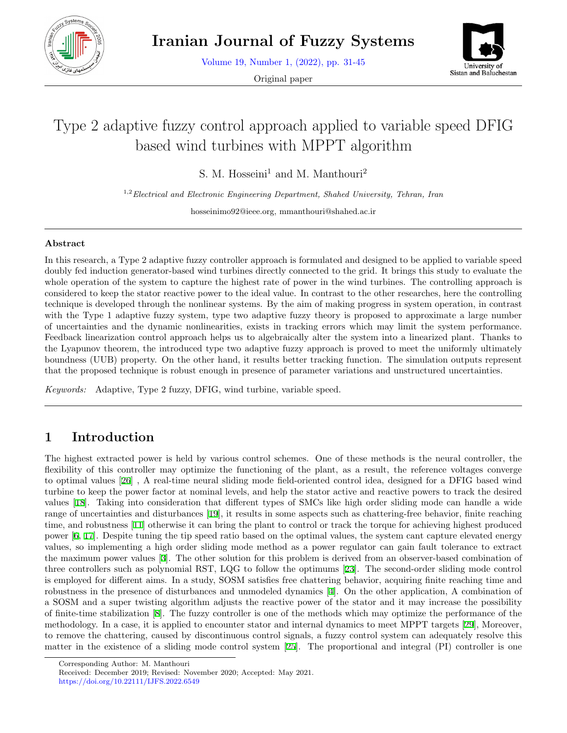# Type 2 adaptive fuzzy control approach applied to variable speed DFIG based wind turbines with MPPT algorithm

S. M. Hosseini[1] and M. Manthouri[2]

[1,2] *Electrical and Electronic Engineering Department, Shahed University, Tehran, Iran*

hosseinimo92@ieee.org, mmanthouri@shahed.ac.ir

---

### Abstract

In this research, a Type 2 adaptive fuzzy controller approach is formulated and designed to be applied to variable speed doubly fed induction generator-based wind turbines directly connected to the grid. It brings this study to evaluate the whole operation of the system to capture the highest rate of power in the wind turbines. The controlling approach is considered to keep the stator reactive power to the ideal value. In contrast to the other researches, here the controlling technique is developed through the nonlinear systems. By the aim of making progress in system operation, in contrast with the Type 1 adaptive fuzzy system, type two adaptive fuzzy theory is proposed to approximate a large number of uncertainties and the dynamic nonlinearities, exists in tracking errors which may limit the system performance. Feedback linearization control approach helps us to algebraically alter the system into a linearized plant. Thanks to the Lyapunov theorem, the introduced type two adaptive fuzzy approach is proved to meet the uniformly ultimately boundness (UUB) property. On the other hand, it results better tracking function. The simulation outputs represent that the proposed technique is robust enough in presence of parameter variations and unstructured uncertainties.

*Keywords:* Adaptive, Type 2 fuzzy, DFIG, wind turbine, variable speed.

---

## 1 Introduction

The highest extracted power is held by various control schemes. One of these methods is the neural controller, the flexibility of this controller may optimize the functioning of the plant, as a result, the reference voltages converge to optimal values [26] , A real-time neural sliding mode field-oriented control idea, designed for a DFIG based wind turbine to keep the power factor at nominal levels, and help the stator active and reactive powers to track the desired values [18]. Taking into consideration that different types of SMCs like high order sliding mode can handle a wide range of uncertainties and disturbances [19], it results in some aspects such as chattering-free behavior, finite reaching time, and robustness [11] otherwise it can bring the plant to control or track the torque for achieving highest produced power [6, 17]. Despite tuning the tip speed ratio based on the optimal values, the system cant capture elevated energy values, so implementing a high order sliding mode method as a power regulator can gain fault tolerance to extract the maximum power values [3]. The other solution for this problem is derived from an observer-based combination of three controllers such as polynomial RST, LQG to follow the optimums [23]. The second-order sliding mode control is employed for different aims. In a study, SOSM satisfies free chattering behavior, acquiring finite reaching time and robustness in the presence of disturbances and unmodeled dynamics [4]. On the other application, A combination of a SOSM and a super twisting algorithm adjusts the reactive power of the stator and it may increase the possibility of finite-time stabilization [8]. The fuzzy controller is one of the methods which may optimize the performance of the methodology. In a case, it is applied to encounter stator and internal dynamics to meet MPPT targets [29], Moreover, to remove the chattering, caused by discontinuous control signals, a fuzzy control system can adequately resolve this matter in the existence of a sliding mode control system [25]. The proportional and integral (PI) controller is one

Corresponding Author: M. Manthouri  
Received: December 2019; Revised: November 2020; Accepted: May 2021.  
https://doi.org/10.22111/IJFS.2022.6549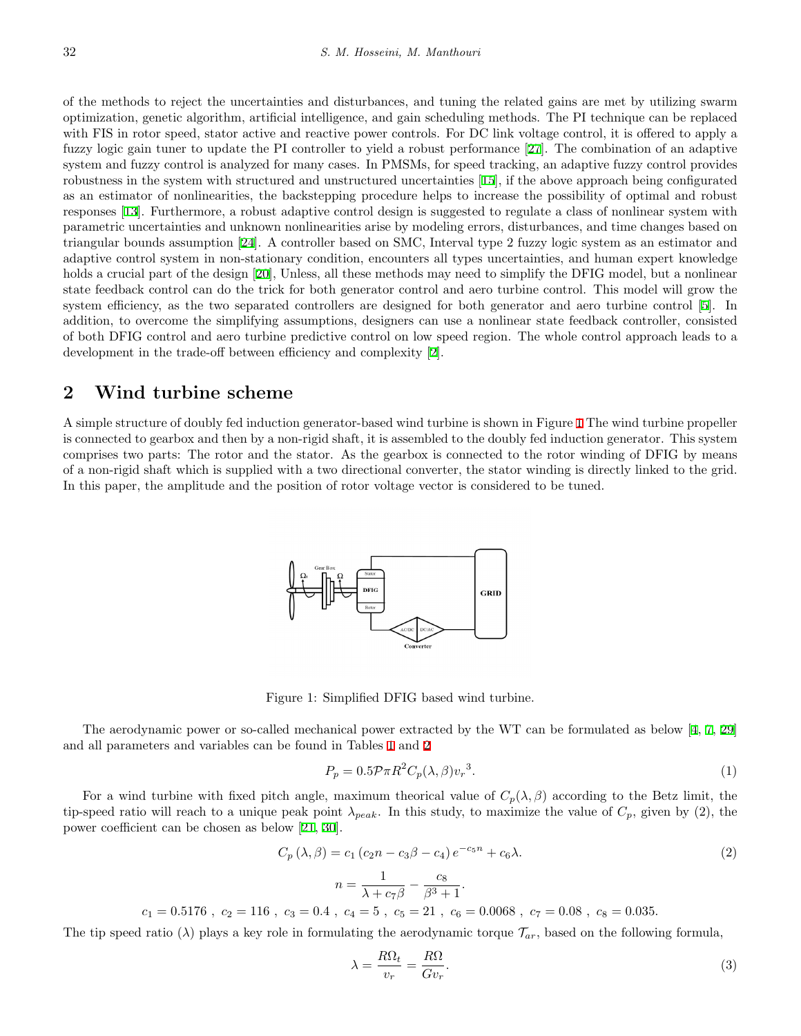of the methods to reject the uncertainties and disturbances, and tuning the related gains are met by utilizing swarm optimization, genetic algorithm, artificial intelligence, and gain scheduling methods. The PI technique can be replaced with FIS in rotor speed, stator active and reactive power controls. For DC link voltage control, it is offered to apply a fuzzy logic gain tuner to update the PI controller to yield a robust performance [27]. The combination of an adaptive system and fuzzy control is analyzed for many cases. In PMSMs, for speed tracking, an adaptive fuzzy control provides robustness in the system with structured and unstructured uncertainties [15], if the above approach being configurated as an estimator of nonlinearities, the backstepping procedure helps to increase the possibility of optimal and robust responses [13]. Furthermore, a robust adaptive control design is suggested to regulate a class of nonlinear system with parametric uncertainties and unknown nonlinearities arise by modeling errors, disturbances, and time changes based on triangular bounds assumption [24]. A controller based on SMC, Interval type 2 fuzzy logic system as an estimator and adaptive control system in non-stationary condition, encounters all types uncertainties, and human expert knowledge holds a crucial part of the design [20], Unless, all these methods may need to simplify the DFIG model, but a nonlinear state feedback control can do the trick for both generator control and aero turbine control. This model will grow the system efficiency, as the two separated controllers are designed for both generator and aero turbine control [5]. In addition, to overcome the simplifying assumptions, designers can use a nonlinear state feedback controller, consisted of both DFIG control and aero turbine predictive control on low speed region. The whole control approach leads to a development in the trade-off between efficiency and complexity [2].

## 2 Wind turbine scheme

A simple structure of doubly fed induction generator-based wind turbine is shown in Figure 1 The wind turbine propeller is connected to gearbox and then by a non-rigid shaft, it is assembled to the doubly fed induction generator. This system comprises two parts: The rotor and the stator. As the gearbox is connected to the rotor winding of DFIG by means of a non-rigid shaft which is supplied with a two directional converter, the stator winding is directly linked to the grid. In this paper, the amplitude and the position of rotor voltage vector is considered to be tuned.

Figure 1: Simplified DFIG based wind turbine.

The aerodynamic power or so-called mechanical power extracted by the WT can be formulated as below [4, 7, 29] and all parameters and variables can be found in Tables 1 and 2

$$P_p = 0.5\mathcal{P}\pi R^2 C_p(\lambda,\beta){v_r}^3. \tag{1}$$

For a wind turbine with fixed pitch angle, maximum theorical value of $C_p(\lambda,\beta)$ according to the Betz limit, the tip-speed ratio will reach to a unique peak point $\lambda_{peak}$. In this study, to maximize the value of $C_p$, given by (2), the power coefficient can be chosen as below [21, 30].

$$C_p(\lambda,\beta) = c_1\left(c_2 n - c_3\beta - c_4\right)e^{-c_5 n} + c_6\lambda. \tag{2}$$

$$n = \frac{1}{\lambda + c_7\beta} - \frac{c_8}{\beta^3+1}.$$

$$c_1 = 0.5176\ ,\ c_2 = 116\ ,\ c_3 = 0.4\ ,\ c_4 = 5\ ,\ c_5 = 21\ ,\ c_6 = 0.0068\ ,\ c_7 = 0.08\ ,\ c_8 = 0.035.$$

The tip speed ratio ($\lambda$) plays a key role in formulating the aerodynamic torque $\mathcal{T}_{ar}$, based on the following formula,

$$\lambda = \frac{R\Omega_t}{v_r} = \frac{R\Omega}{Gv_r}. \tag{3}$$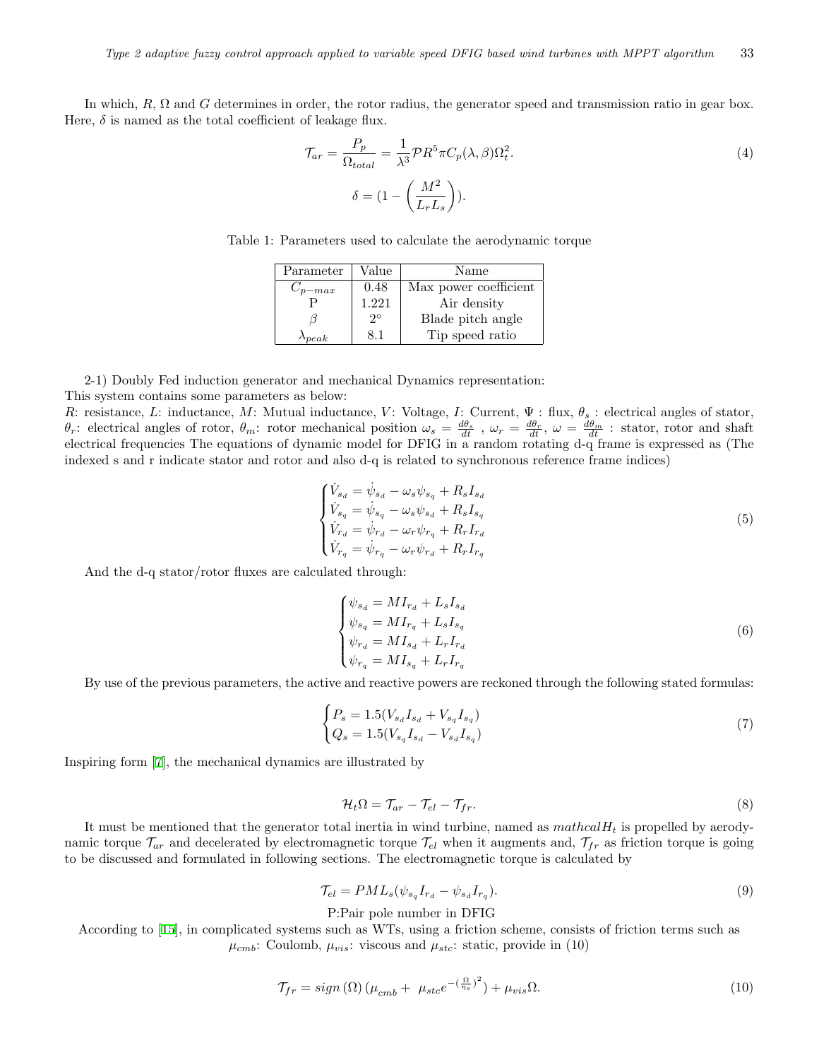In which, $R$, $\Omega$ and $G$ determines in order, the rotor radius, the generator speed and transmission ratio in gear box. Here, $\delta$ is named as the total coefficient of leakage flux.

$$\mathcal{T}_{ar} = \frac{P_p}{\Omega_{total}} = \frac{1}{\lambda^3}\mathcal{P}R^5\pi C_p(\lambda,\beta)\Omega_t^2. \tag{4}$$

$$\delta = (1 - \left(\frac{M^2}{L_r L_s}\right)).$$

Table 1: Parameters used to calculate the aerodynamic torque

| Parameter | Value | Name |
|---|---|---|
| $C_{p-max}$ | 0.48 | Max power coefficient |
| P | 1.221 | Air density |
| $\beta$ | $2°$ | Blade pitch angle |
| $\lambda_{peak}$ | 8.1 | Tip speed ratio |

2-1) Doubly Fed induction generator and mechanical Dynamics representation:
This system contains some parameters as below:
$R$: resistance, $L$: inductance, $M$: Mutual inductance, $V$: Voltage, $I$: Current, $\Psi$ : flux, $\theta_s$ : electrical angles of stator, $\theta_r$: electrical angles of rotor, $\theta_m$: rotor mechanical position $\omega_s = \frac{d\theta_s}{dt}$ , $\omega_r = \frac{d\theta_r}{dt}$, $\omega = \frac{d\theta_m}{dt}$ : stator, rotor and shaft electrical frequencies The equations of dynamic model for DFIG in a random rotating d-q frame is expressed as (The indexed s and r indicate stator and rotor and also d-q is related to synchronous reference frame indices)

$$\begin{cases} \dot{V}_{s_d} = \dot{\psi}_{s_d} - \omega_s \psi_{s_q} + R_s I_{s_d} \\ \dot{V}_{s_q} = \dot{\psi}_{s_q} - \omega_s \psi_{s_d} + R_s I_{s_q} \\ \dot{V}_{r_d} = \dot{\psi}_{r_d} - \omega_r \psi_{r_q} + R_r I_{r_d} \\ \dot{V}_{r_q} = \dot{\psi}_{r_q} - \omega_r \psi_{r_d} + R_r I_{r_q} \end{cases} \tag{5}$$

And the d-q stator/rotor fluxes are calculated through:

$$\begin{cases} \psi_{s_d} = M I_{r_d} + L_s I_{s_d} \\ \psi_{s_q} = M I_{r_q} + L_s I_{s_q} \\ \psi_{r_d} = M I_{s_d} + L_r I_{r_d} \\ \psi_{r_q} = M I_{s_q} + L_r I_{r_q} \end{cases} \tag{6}$$

By use of the previous parameters, the active and reactive powers are reckoned through the following stated formulas:

$$\begin{cases} P_s = 1.5(V_{s_d} I_{s_d} + V_{s_q} I_{s_q}) \\ Q_s = 1.5(V_{s_q} I_{s_d} - V_{s_d} I_{s_q}) \end{cases} \tag{7}$$

Inspiring form [7], the mechanical dynamics are illustrated by

$$\mathcal{H}_t \Omega = \mathcal{T}_{ar} - \mathcal{T}_{el} - \mathcal{T}_{fr}. \tag{8}$$

It must be mentioned that the generator total inertia in wind turbine, named as $mathcal H_t$ is propelled by aerodynamic torque $\mathcal{T}_{ar}$ and decelerated by electromagnetic torque $\mathcal{T}_{el}$ when it augments and, $\mathcal{T}_{fr}$ as friction torque is going to be discussed and formulated in following sections. The electromagnetic torque is calculated by

$$\mathcal{T}_{el} = PML_s(\psi_{s_q} I_{r_d} - \psi_{s_d} I_{r_q}). \tag{9}$$

P:Pair pole number in DFIG

According to [15], in complicated systems such as WTs, using a friction scheme, consists of friction terms such as $\mu_{cmb}$: Coulomb, $\mu_{vis}$: viscous and $\mu_{stc}$: static, provide in (10)

$$\mathcal{T}_{fr} = sign\,(\Omega)\,(\mu_{cmb} + \ \mu_{stc} e^{-(\frac{\Omega}{\eta_s})^2}) + \mu_{vis}\Omega. \tag{10}$$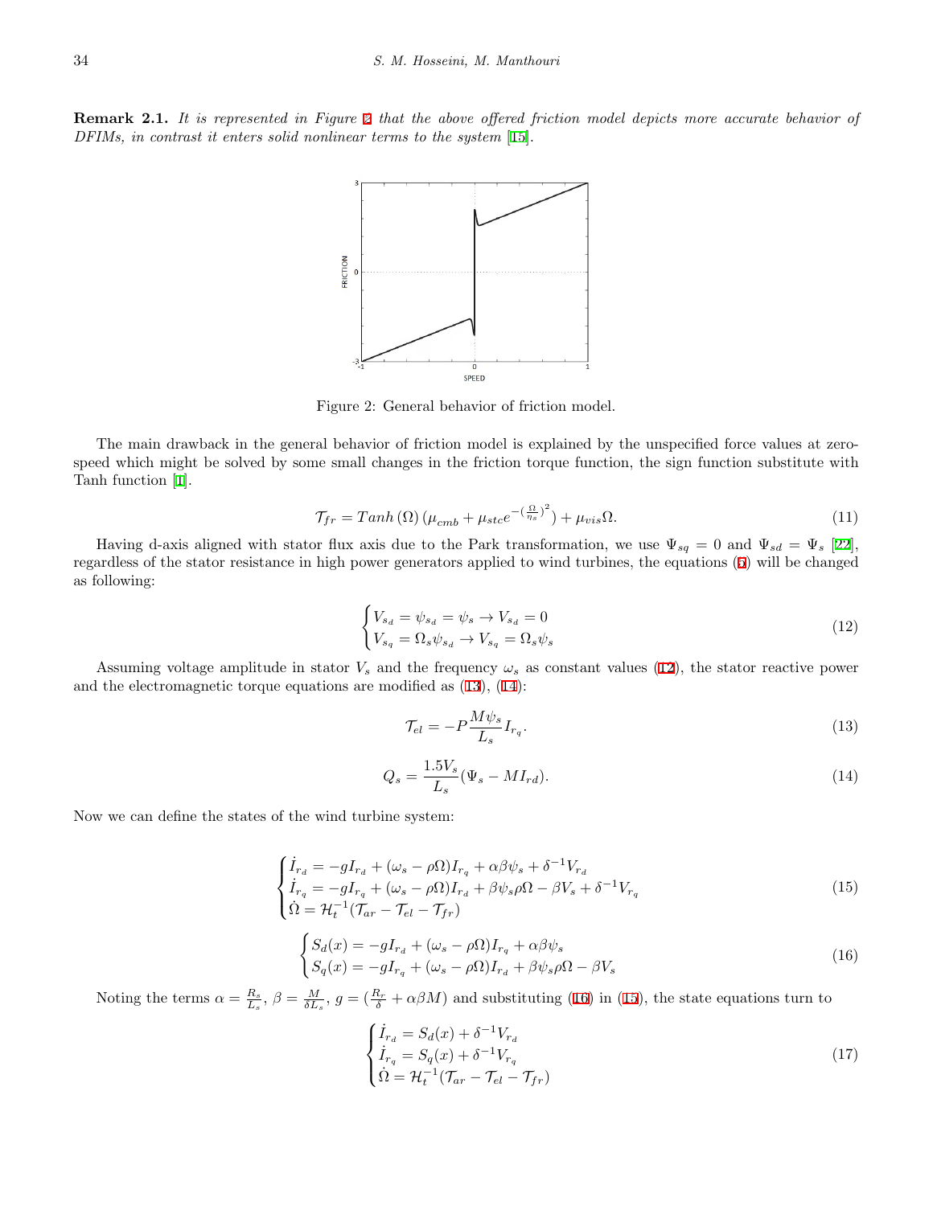**Remark 2.1.** *It is represented in Figure 2 that the above offered friction model depicts more accurate behavior of DFIMs, in contrast it enters solid nonlinear terms to the system [15].*

Figure 2: General behavior of friction model.

The main drawback in the general behavior of friction model is explained by the unspecified force values at zero-speed which might be solved by some small changes in the friction torque function, the sign function substitute with Tanh function [1].

$$\mathcal{T}_{fr} = Tanh\,(\Omega)\,(\mu_{cmb} + \mu_{stc}e^{-(\frac{\Omega}{\eta_s})^2}) + \mu_{vis}\Omega. \tag{11}$$

Having d-axis aligned with stator flux axis due to the Park transformation, we use $\Psi_{sq} = 0$ and $\Psi_{sd} = \Psi_s$ [22], regardless of the stator resistance in high power generators applied to wind turbines, the equations (5) will be changed as following:

$$\begin{cases} V_{s_d} = \psi_{s_d} = \psi_s \rightarrow V_{s_d} = 0 \\ V_{s_q} = \Omega_s \psi_{s_d} \rightarrow V_{s_q} = \Omega_s \psi_s \end{cases} \tag{12}$$

Assuming voltage amplitude in stator $V_s$ and the frequency $\omega_s$ as constant values (12), the stator reactive power and the electromagnetic torque equations are modified as (13), (14):

$$\mathcal{T}_{el} = -P\frac{M\psi_s}{L_s}I_{r_q}. \tag{13}$$

$$Q_s = \frac{1.5V_s}{L_s}(\Psi_s - MI_{rd}). \tag{14}$$

Now we can define the states of the wind turbine system:

$$\begin{cases} \dot{I}_{r_d} = -gI_{r_d} + (\omega_s - \rho\Omega)I_{r_q} + \alpha\beta\psi_s + \delta^{-1}V_{r_d} \\ \dot{I}_{r_q} = -gI_{r_q} + (\omega_s - \rho\Omega)I_{r_d} + \beta\psi_s\rho\Omega - \beta V_s + \delta^{-1}V_{r_q} \\ \dot{\Omega} = \mathcal{H}_t^{-1}(\mathcal{T}_{ar} - \mathcal{T}_{el} - \mathcal{T}_{fr}) \end{cases} \tag{15}$$

$$\begin{cases} S_d(x) = -gI_{r_d} + (\omega_s - \rho\Omega)I_{r_q} + \alpha\beta\psi_s \\ S_q(x) = -gI_{r_q} + (\omega_s - \rho\Omega)I_{r_d} + \beta\psi_s\rho\Omega - \beta V_s \end{cases} \tag{16}$$

Noting the terms $\alpha = \frac{R_s}{L_s}$, $\beta = \frac{M}{\delta L_s}$, $g = (\frac{R_r}{\delta} + \alpha\beta M)$ and substituting (16) in (15), the state equations turn to

$$\begin{cases} \dot{I}_{r_d} = S_d(x) + \delta^{-1}V_{r_d} \\ \dot{I}_{r_q} = S_q(x) + \delta^{-1}V_{r_q} \\ \dot{\Omega} = \mathcal{H}_t^{-1}(\mathcal{T}_{ar} - \mathcal{T}_{el} - \mathcal{T}_{fr}) \end{cases} \tag{17}$$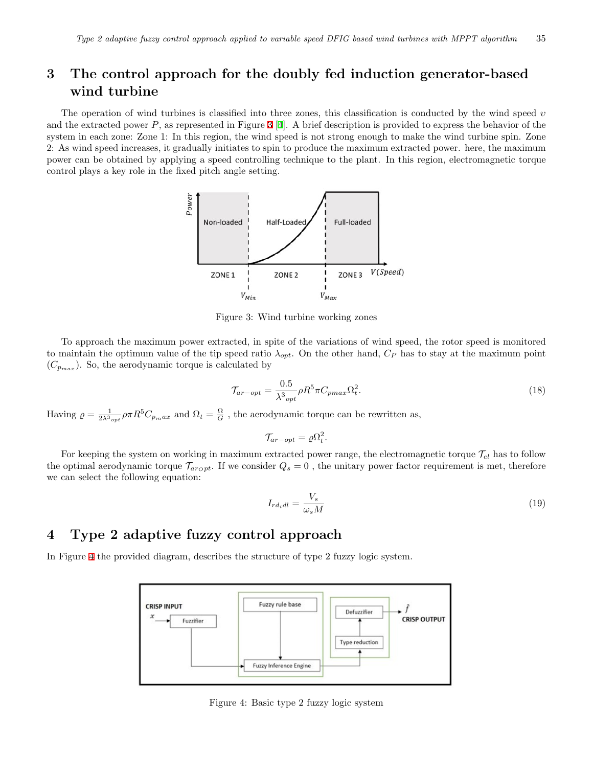## 3 The control approach for the doubly fed induction generator-based wind turbine

The operation of wind turbines is classified into three zones, this classification is conducted by the wind speed $v$ and the extracted power $P$, as represented in Figure 3 [4]. A brief description is provided to express the behavior of the system in each zone: Zone 1: In this region, the wind speed is not strong enough to make the wind turbine spin. Zone 2: As wind speed increases, it gradually initiates to spin to produce the maximum extracted power. here, the maximum power can be obtained by applying a speed controlling technique to the plant. In this region, electromagnetic torque control plays a key role in the fixed pitch angle setting.

Figure 3: Wind turbine working zones

To approach the maximum power extracted, in spite of the variations of wind speed, the rotor speed is monitored to maintain the optimum value of the tip speed ratio $\lambda_{opt}$. On the other hand, $C_P$ has to stay at the maximum point ($C_{p_{max}}$). So, the aerodynamic torque is calculated by

$$\mathcal{T}_{ar-opt} = \frac{0.5}{\lambda^3{}_{opt}} \rho R^5 \pi C_{pmax} \Omega_t^2. \tag{18}$$

Having $\varrho = \frac{1}{2\lambda^3{}_{opt}} \rho \pi R^5 C_{p_max}$ and $\Omega_t = \frac{\Omega}{G}$ , the aerodynamic torque can be rewritten as,

$$\mathcal{T}_{ar-opt} = \varrho \Omega_t^2.$$

For keeping the system on working in maximum extracted power range, the electromagnetic torque $\mathcal{T}_{el}$ has to follow the optimal aerodynamic torque $\mathcal{T}_{aropt}$. If we consider $Q_s = 0$ , the unitary power factor requirement is met, therefore we can select the following equation:

$$I_{rd_i dl} = \frac{V_s}{\omega_s M} \tag{19}$$

## 4 Type 2 adaptive fuzzy control approach

In Figure 4 the provided diagram, describes the structure of type 2 fuzzy logic system.

Figure 4: Basic type 2 fuzzy logic system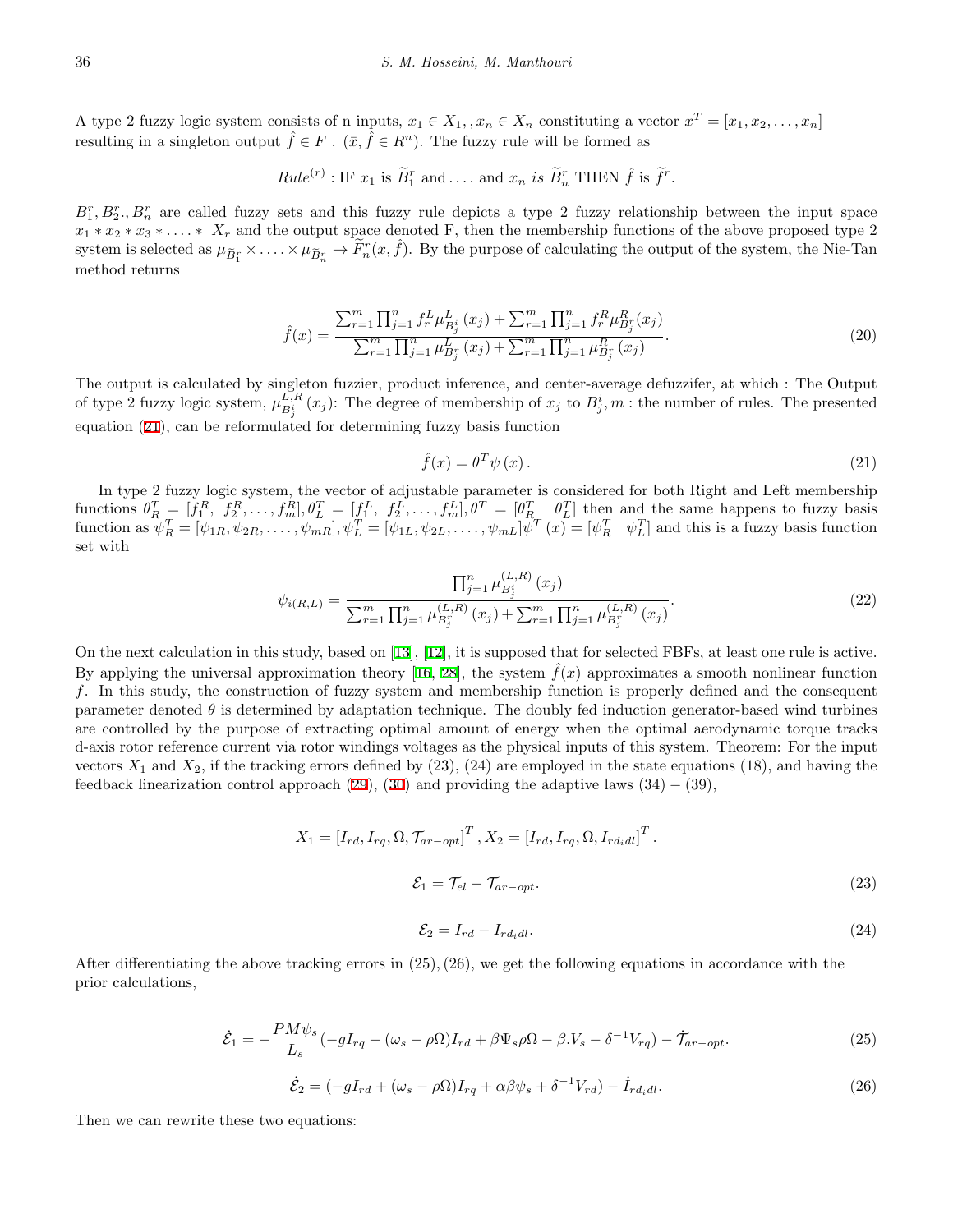A type 2 fuzzy logic system consists of n inputs, $x_1 \in X_1, , x_n \in X_n$ constituting a vector $x^T = [x_1, x_2, \ldots, x_n]$ resulting in a singleton output $\hat{f} \in F$ . $(\bar{x}, \hat{f} \in R^n)$. The fuzzy rule will be formed as

$$Rule^{(r)} : \text{IF } x_1 \text{ is } \widetilde{B}_1^r \text{ and} \ldots \text{ and } x_n \text{ is } \widetilde{B}_n^r \text{ THEN } \hat{f} \text{ is } \widetilde{f}^r.$$

$B_1^r, B_2^r., B_n^r$ are called fuzzy sets and this fuzzy rule depicts a type 2 fuzzy relationship between the input space $x_1 * x_2 * x_3 * \ldots * X_r$ and the output space denoted F, then the membership functions of the above proposed type 2 system is selected as $\mu_{\widetilde{B}_1^r} \times \ldots \times \mu_{\widetilde{B}_n^r} \to \widetilde{F}_n^r(x, \hat{f})$. By the purpose of calculating the output of the system, the Nie-Tan method returns

$$\hat{f}(x) = \frac{\sum_{r=1}^{m} \prod_{j=1}^{n} f_r^L \mu_{B_j^i}^L(x_j) + \sum_{r=1}^{m} \prod_{j=1}^{n} f_r^R \mu_{B_j^r}^R(x_j)}{\sum_{r=1}^{m} \prod_{j=1}^{n} \mu_{B_j^r}^L(x_j) + \sum_{r=1}^{m} \prod_{j=1}^{n} \mu_{B_j^r}^R(x_j)}. \tag{20}$$

The output is calculated by singleton fuzzier, product inference, and center-average defuzzifer, at which : The Output of type 2 fuzzy logic system, $\mu_{B_j^i}^{L,R}(x_j)$: The degree of membership of $x_j$ to $B_j^i, m$ : the number of rules. The presented equation (21), can be reformulated for determining fuzzy basis function

$$\hat{f}(x) = \theta^T \psi(x). \tag{21}$$

In type 2 fuzzy logic system, the vector of adjustable parameter is considered for both Right and Left membership functions $\theta_R^T = [f_1^R, f_2^R, \ldots, f_m^R], \theta_L^T = [f_1^L, f_2^L, \ldots, f_m^L], \theta^T = [\theta_R^T \quad \theta_L^T]$ then and the same happens to fuzzy basis function as $\psi_R^T = [\psi_{1R}, \psi_{2R}, \ldots, \psi_{mR}], \psi_L^T = [\psi_{1L}, \psi_{2L}, \ldots, \psi_{mL}] \psi^T(x) = [\psi_R^T \quad \psi_L^T]$ and this is a fuzzy basis function set with

$$\psi_{i(R,L)} = \frac{\prod_{j=1}^{n} \mu_{B_j^i}^{(L,R)}(x_j)}{\sum_{r=1}^{m} \prod_{j=1}^{n} \mu_{B_j^r}^{(L,R)}(x_j) + \sum_{r=1}^{m} \prod_{j=1}^{n} \mu_{B_j^r}^{(L,R)}(x_j)}. \tag{22}$$

On the next calculation in this study, based on [13], [12], it is supposed that for selected FBFs, at least one rule is active. By applying the universal approximation theory [16, 28], the system $\hat{f}(x)$ approximates a smooth nonlinear function $f$. In this study, the construction of fuzzy system and membership function is properly defined and the consequent parameter denoted $\theta$ is determined by adaptation technique. The doubly fed induction generator-based wind turbines are controlled by the purpose of extracting optimal amount of energy when the optimal aerodynamic torque tracks d-axis rotor reference current via rotor windings voltages as the physical inputs of this system. Theorem: For the input vectors $X_1$ and $X_2$, if the tracking errors defined by (23), (24) are employed in the state equations (18), and having the feedback linearization control approach (29), (30) and providing the adaptive laws (34) − (39),

$$X_1 = [I_{rd}, I_{rq}, \Omega, \mathcal{T}_{ar-opt}]^T, X_2 = [I_{rd}, I_{rq}, \Omega, I_{rd_idl}]^T.$$

$$\mathcal{E}_1 = \mathcal{T}_{el} - \mathcal{T}_{ar-opt}. \tag{23}$$

$$\mathcal{E}_2 = I_{rd} - I_{rd_idl}. \tag{24}$$

After differentiating the above tracking errors in (25), (26), we get the following equations in accordance with the prior calculations,

$$\dot{\mathcal{E}}_1 = -\frac{PM\psi_s}{L_s}(-gI_{rq} - (\omega_s - \rho\Omega)I_{rd} + \beta\Psi_s\rho\Omega - \beta.V_s - \delta^{-1}V_{rq}) - \dot{\mathcal{T}}_{ar-opt}. \tag{25}$$

$$\dot{\mathcal{E}}_2 = (-gI_{rd} + (\omega_s - \rho\Omega)I_{rq} + \alpha\beta\psi_s + \delta^{-1}V_{rd}) - \dot{I}_{rd_idl}. \tag{26}$$

Then we can rewrite these two equations: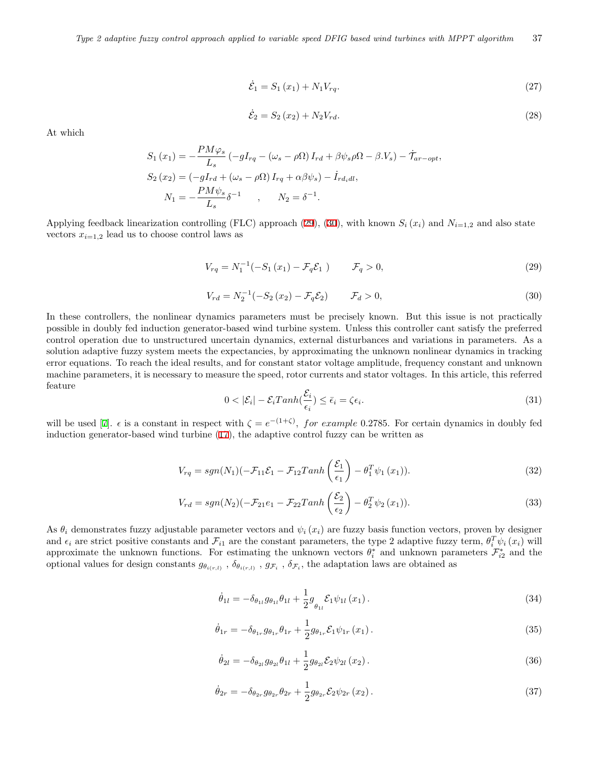$$\dot{\mathcal{E}}_1 = S_1\left(x_1\right) + N_1 V_{rq}. \tag{27}$$

$$\dot{\mathcal{E}}_2 = S_2\left(x_2\right) + N_2 V_{rd}. \tag{28}$$

At which

$$S_1\left(x_1\right) = -\frac{PM\varphi_s}{L_s}\left(-gI_{rq} - \left(\omega_s - \rho\Omega\right)I_{rd} + \beta\psi_s\rho\Omega - \beta.V_s\right) - \dot{\mathcal{T}}_{ar-opt},$$

$$S_2\left(x_2\right) = \left(-gI_{rd} + \left(\omega_s - \rho\Omega\right)I_{rq} + \alpha\beta\psi_s\right) - \dot{I}_{rd_idl},$$

$$N_1 = -\frac{PM\psi_s}{L_s}\delta^{-1} \qquad , \qquad N_2 = \delta^{-1}.$$

Applying feedback linearization controlling (FLC) approach (29), (30), with known $S_i\left(x_i\right)$ and $N_{i=1,2}$ and also state vectors $x_{i=1,2}$ lead us to choose control laws as

$$V_{rq} = N_1^{-1}(-S_1\left(x_1\right) - \mathcal{F}_q\mathcal{E}_1\ ) \qquad \mathcal{F}_q > 0, \tag{29}$$

$$V_{rd} = N_2^{-1}(-S_2\left(x_2\right) - \mathcal{F}_q\mathcal{E}_2) \qquad \mathcal{F}_d > 0, \tag{30}$$

In these controllers, the nonlinear dynamics parameters must be precisely known. But this issue is not practically possible in doubly fed induction generator-based wind turbine system. Unless this controller cant satisfy the preferred control operation due to unstructured uncertain dynamics, external disturbances and variations in parameters. As a solution adaptive fuzzy system meets the expectancies, by approximating the unknown nonlinear dynamics in tracking error equations. To reach the ideal results, and for constant stator voltage amplitude, frequency constant and unknown machine parameters, it is necessary to measure the speed, rotor currents and stator voltages. In this article, this referred feature

$$0 < |\mathcal{E}_i| - \mathcal{E}_i Tanh(\frac{\mathcal{E}_i}{\epsilon_i}) \leq \bar{\epsilon}_i = \zeta\epsilon_i. \tag{31}$$

will be used [7]. $\epsilon$ is a constant in respect with $\zeta = e^{-(1+\zeta)}$, *for example* 0.2785. For certain dynamics in doubly fed induction generator-based wind turbine (17), the adaptive control fuzzy can be written as

$$V_{rq} = sgn(N_1)(-\mathcal{F}_{11}\mathcal{E}_1 - \mathcal{F}_{12}Tanh\left(\frac{\mathcal{E}_1}{\epsilon_1}\right) - \theta_1^T\psi_1\left(x_1\right)). \tag{32}$$

$$V_{rd} = sgn(N_2)(-\mathcal{F}_{21}e_1 - \mathcal{F}_{22}Tanh\left(\frac{\mathcal{E}_2}{\epsilon_2}\right) - \theta_2^T\psi_2\left(x_1\right)). \tag{33}$$

As $\theta_i$ demonstrates fuzzy adjustable parameter vectors and $\psi_i\left(x_i\right)$ are fuzzy basis function vectors, proven by designer and $\epsilon_i$ are strict positive constants and $\mathcal{F}_{i1}$ are the constant parameters, the type 2 adaptive fuzzy term, $\theta_i^T\psi_i\left(x_i\right)$ will approximate the unknown functions. For estimating the unknown vectors $\theta_i^*$ and unknown parameters $\mathcal{F}_{i2}^*$ and the optional values for design constants $g_{\theta_{i(r,l)}}$ , $\delta_{\theta_{i(r,l)}}$ , $g_{\mathcal{F}_i}$ , $\delta_{\mathcal{F}_i}$, the adaptation laws are obtained as

$$\dot{\theta}_{1l} = -\delta_{\theta_{1l}}g_{\theta_{1l}}\theta_{1l} + \frac{1}{2}g_{\theta_{1l}}\mathcal{E}_1\psi_{1l}\left(x_1\right). \tag{34}$$

$$\dot{\theta}_{1r} = -\delta_{\theta_{1r}}g_{\theta_{1r}}\theta_{1r} + \frac{1}{2}g_{\theta_{1r}}\mathcal{E}_1\psi_{1r}\left(x_1\right). \tag{35}$$

$$\dot{\theta}_{2l} = -\delta_{\theta_{2l}}g_{\theta_{2l}}\theta_{1l} + \frac{1}{2}g_{\theta_{2l}}\mathcal{E}_2\psi_{2l}\left(x_2\right). \tag{36}$$

$$\dot{\theta}_{2r} = -\delta_{\theta_{2r}}g_{\theta_{2r}}\theta_{2r} + \frac{1}{2}g_{\theta_{2r}}\mathcal{E}_2\psi_{2r}\left(x_2\right). \tag{37}$$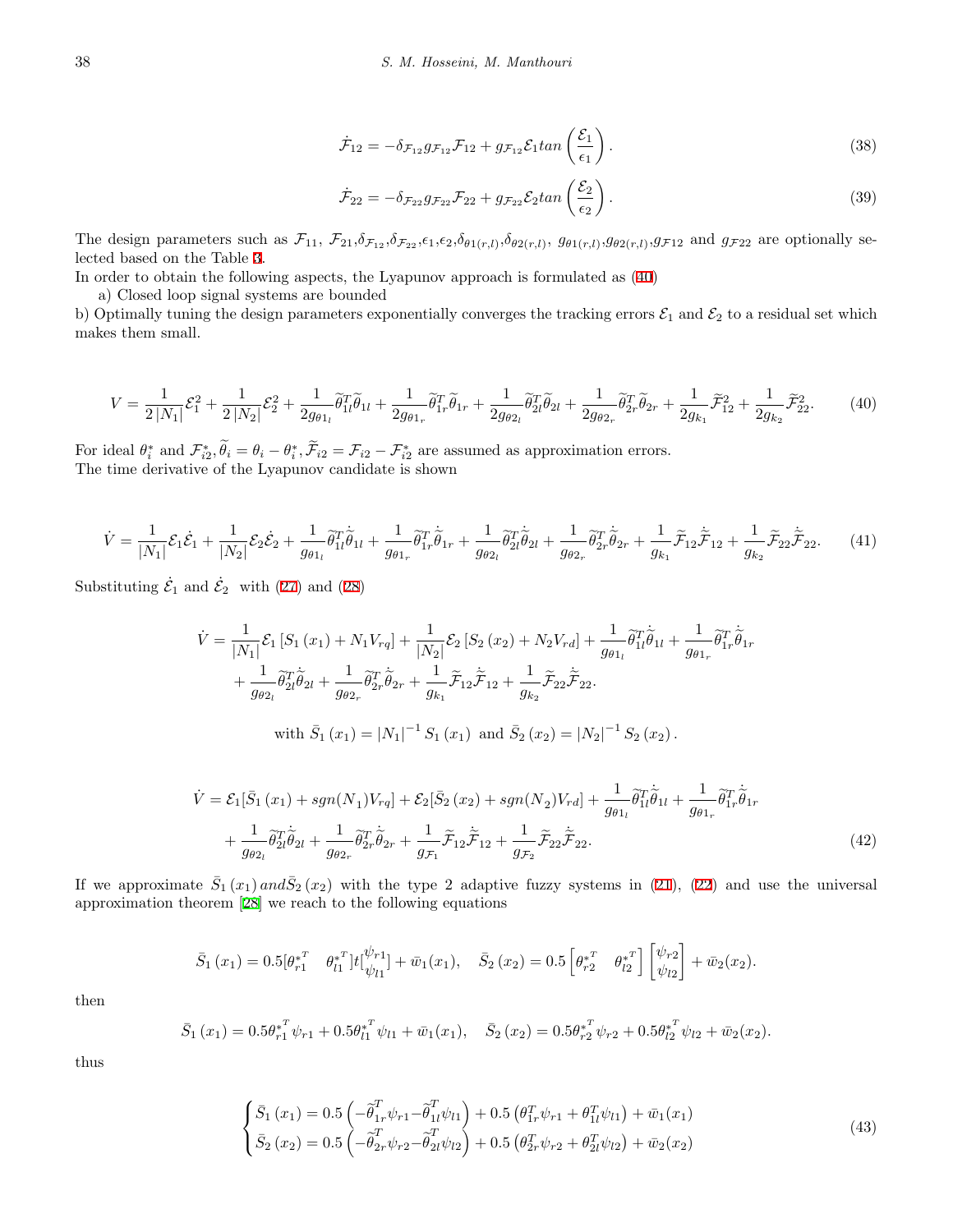$$\dot{\mathcal{F}}_{12} = -\delta_{\mathcal{F}_{12}} g_{\mathcal{F}_{12}} \mathcal{F}_{12} + g_{\mathcal{F}_{12}} \mathcal{E}_1 tan\left(\frac{\mathcal{E}_1}{\epsilon_1}\right). \tag{38}$$

$$\dot{\mathcal{F}}_{22} = -\delta_{\mathcal{F}_{22}} g_{\mathcal{F}_{22}} \mathcal{F}_{22} + g_{\mathcal{F}_{22}} \mathcal{E}_2 tan\left(\frac{\mathcal{E}_2}{\epsilon_2}\right). \tag{39}$$

The design parameters such as $\mathcal{F}_{11}$, $\mathcal{F}_{21}$,$\delta_{\mathcal{F}_{12}}$,$\delta_{\mathcal{F}_{22}}$,$\epsilon_1$,$\epsilon_2$,$\delta_{\theta 1(r,l)}$,$\delta_{\theta 2(r,l)}$, $g_{\theta 1(r,l)}$,$g_{\theta 2(r,l)}$,$g_{\mathcal{F}12}$ and $g_{\mathcal{F}22}$ are optionally selected based on the Table 3.
In order to obtain the following aspects, the Lyapunov approach is formulated as (40)

a) Closed loop signal systems are bounded
b) Optimally tuning the design parameters exponentially converges the tracking errors $\mathcal{E}_1$ and $\mathcal{E}_2$ to a residual set which makes them small.

$$V = \frac{1}{2|N_1|}\mathcal{E}_1^2 + \frac{1}{2|N_2|}\mathcal{E}_2^2 + \frac{1}{2g_{\theta 1_l}}\widetilde{\theta}_{1l}^T\widetilde{\theta}_{1l} + \frac{1}{2g_{\theta 1_r}}\widetilde{\theta}_{1r}^T\widetilde{\theta}_{1r} + \frac{1}{2g_{\theta 2_l}}\widetilde{\theta}_{2l}^T\widetilde{\theta}_{2l} + \frac{1}{2g_{\theta 2_r}}\widetilde{\theta}_{2r}^T\widetilde{\theta}_{2r} + \frac{1}{2g_{k_1}}\widetilde{\mathcal{F}}_{12}^2 + \frac{1}{2g_{k_2}}\widetilde{\mathcal{F}}_{22}^2. \tag{40}$$

For ideal $\theta_i^*$ and $\mathcal{F}_{i2}^*$, $\widetilde{\theta}_i = \theta_i - \theta_i^*$, $\widetilde{\mathcal{F}}_{i2} = \mathcal{F}_{i2} - \mathcal{F}_{i2}^*$ are assumed as approximation errors.
The time derivative of the Lyapunov candidate is shown

$$\dot{V} = \frac{1}{|N_1|}\mathcal{E}_1\dot{\mathcal{E}}_1 + \frac{1}{|N_2|}\mathcal{E}_2\dot{\mathcal{E}}_2 + \frac{1}{g_{\theta 1_l}}\widetilde{\theta}_{1l}^T\dot{\widetilde{\theta}}_{1l} + \frac{1}{g_{\theta 1_r}}\widetilde{\theta}_{1r}^T\dot{\widetilde{\theta}}_{1r} + \frac{1}{g_{\theta 2_l}}\widetilde{\theta}_{2l}^T\dot{\widetilde{\theta}}_{2l} + \frac{1}{g_{\theta 2_r}}\widetilde{\theta}_{2r}^T\dot{\widetilde{\theta}}_{2r} + \frac{1}{g_{k_1}}\widetilde{\mathcal{F}}_{12}\dot{\widetilde{\mathcal{F}}}_{12} + \frac{1}{g_{k_2}}\widetilde{\mathcal{F}}_{22}\dot{\widetilde{\mathcal{F}}}_{22}. \tag{41}$$

Substituting $\dot{\mathcal{E}}_1$ and $\dot{\mathcal{E}}_2$ with (27) and (28)

$$\begin{aligned}\dot{V} = &\frac{1}{|N_1|}\mathcal{E}_1\left[S_1(x_1) + N_1 V_{rq}\right] + \frac{1}{|N_2|}\mathcal{E}_2\left[S_2(x_2) + N_2 V_{rd}\right] + \frac{1}{g_{\theta 1_l}}\widetilde{\theta}_{1l}^T\dot{\widetilde{\theta}}_{1l} + \frac{1}{g_{\theta 1_r}}\widetilde{\theta}_{1r}^T\dot{\widetilde{\theta}}_{1r}\\ &+ \frac{1}{g_{\theta 2_l}}\widetilde{\theta}_{2l}^T\dot{\widetilde{\theta}}_{2l} + \frac{1}{g_{\theta 2_r}}\widetilde{\theta}_{2r}^T\dot{\widetilde{\theta}}_{2r} + \frac{1}{g_{k_1}}\widetilde{\mathcal{F}}_{12}\dot{\widetilde{\mathcal{F}}}_{12} + \frac{1}{g_{k_2}}\widetilde{\mathcal{F}}_{22}\dot{\widetilde{\mathcal{F}}}_{22}.\end{aligned}$$

$$\text{with } \bar{S}_1(x_1) = |N_1|^{-1} S_1(x_1) \text{ and } \bar{S}_2(x_2) = |N_2|^{-1} S_2(x_2).$$

$$\begin{aligned}\dot{V} = &\mathcal{E}_1[\bar{S}_1(x_1) + sgn(N_1)V_{rq}] + \mathcal{E}_2[\bar{S}_2(x_2) + sgn(N_2)V_{rd}] + \frac{1}{g_{\theta 1_l}}\widetilde{\theta}_{1l}^T\dot{\widetilde{\theta}}_{1l} + \frac{1}{g_{\theta 1_r}}\widetilde{\theta}_{1r}^T\dot{\widetilde{\theta}}_{1r}\\ &+ \frac{1}{g_{\theta 2_l}}\widetilde{\theta}_{2l}^T\dot{\widetilde{\theta}}_{2l} + \frac{1}{g_{\theta 2_r}}\widetilde{\theta}_{2r}^T\dot{\widetilde{\theta}}_{2r} + \frac{1}{g_{\mathcal{F}_1}}\widetilde{\mathcal{F}}_{12}\dot{\widetilde{\mathcal{F}}}_{12} + \frac{1}{g_{\mathcal{F}_2}}\widetilde{\mathcal{F}}_{22}\dot{\widetilde{\mathcal{F}}}_{22}.\end{aligned} \tag{42}$$

If we approximate $\bar{S}_1(x_1)$ and $\bar{S}_2(x_2)$ with the type 2 adaptive fuzzy systems in (21), (22) and use the universal approximation theorem [28] we reach to the following equations

$$\bar{S}_1(x_1) = 0.5[\theta_{r1}^{*^T} \quad \theta_{l1}^{*^T}]t\begin{bmatrix}\psi_{r1}\\ \psi_{l1}\end{bmatrix} + \bar{w}_1(x_1), \quad \bar{S}_2(x_2) = 0.5\begin{bmatrix}\theta_{r2}^{*^T} & \theta_{l2}^{*^T}\end{bmatrix}\begin{bmatrix}\psi_{r2}\\ \psi_{l2}\end{bmatrix} + \bar{w}_2(x_2).$$

then

$$\bar{S}_1(x_1) = 0.5\theta_{r1}^{*^T}\psi_{r1} + 0.5\theta_{l1}^{*^T}\psi_{l1} + \bar{w}_1(x_1), \quad \bar{S}_2(x_2) = 0.5\theta_{r2}^{*^T}\psi_{r2} + 0.5\theta_{l2}^{*^T}\psi_{l2} + \bar{w}_2(x_2).$$

thus

$$\begin{cases}\bar{S}_1(x_1) = 0.5\left(-\widetilde{\theta}_{1r}^T\psi_{r1} - \widetilde{\theta}_{1l}^T\psi_{l1}\right) + 0.5\left(\theta_{1r}^T\psi_{r1} + \theta_{1l}^T\psi_{l1}\right) + \bar{w}_1(x_1)\\ \bar{S}_2(x_2) = 0.5\left(-\widetilde{\theta}_{2r}^T\psi_{r2} - \widetilde{\theta}_{2l}^T\psi_{l2}\right) + 0.5\left(\theta_{2r}^T\psi_{r2} + \theta_{2l}^T\psi_{l2}\right) + \bar{w}_2(x_2)\end{cases} \tag{43}$$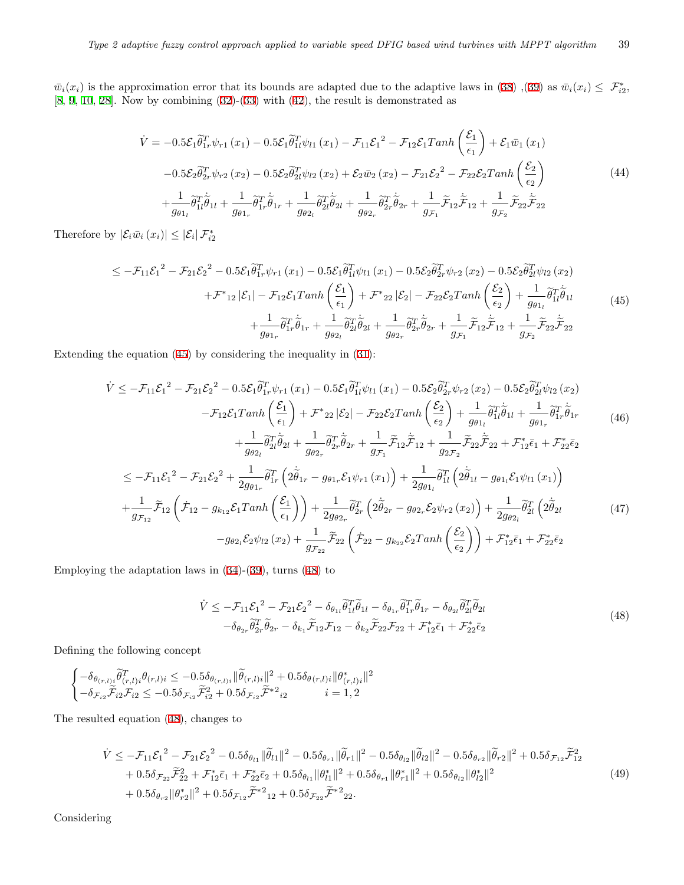$\bar{w}_i(x_i)$ is the approximation error that its bounds are adapted due to the adaptive laws in (38) ,(39) as $\bar{w}_i(x_i) \leq \mathcal{F}^*_{i2}$, [8, 9, 10, 28]. Now by combining (32)-(33) with (42), the result is demonstrated as

$$
\begin{aligned}
\dot{V} = &-0.5\mathcal{E}_1\widetilde{\theta}_{1r}^T\psi_{r1}(x_1) - 0.5\mathcal{E}_1\widetilde{\theta}_{1l}^T\psi_{l1}(x_1) - \mathcal{F}_{11}{\mathcal{E}_1}^2 - \mathcal{F}_{12}\mathcal{E}_1 Tanh\left(\frac{\mathcal{E}_1}{\epsilon_1}\right) + \mathcal{E}_1\bar{w}_1(x_1) \\
&-0.5\mathcal{E}_2\widetilde{\theta}_{2r}^T\psi_{r2}(x_2) - 0.5\mathcal{E}_2\widetilde{\theta}_{2l}^T\psi_{l2}(x_2) + \mathcal{E}_2\bar{w}_2(x_2) - \mathcal{F}_{21}{\mathcal{E}_2}^2 - \mathcal{F}_{22}\mathcal{E}_2 Tanh\left(\frac{\mathcal{E}_2}{\epsilon_2}\right) \\
&+\frac{1}{g_{\theta 1_l}}\widetilde{\theta}_{1l}^T\dot{\widetilde{\theta}}_{1l} + \frac{1}{g_{\theta 1_r}}\widetilde{\theta}_{1r}^T\dot{\widetilde{\theta}}_{1r} + \frac{1}{g_{\theta 2_l}}\widetilde{\theta}_{2l}^T\dot{\widetilde{\theta}}_{2l} + \frac{1}{g_{\theta 2_r}}\widetilde{\theta}_{2r}^T\dot{\widetilde{\theta}}_{2r} + \frac{1}{g_{\mathcal{F}_1}}\widetilde{\mathcal{F}}_{12}\dot{\widetilde{\mathcal{F}}}_{12} + \frac{1}{g_{\mathcal{F}_2}}\widetilde{\mathcal{F}}_{22}\dot{\widetilde{\mathcal{F}}}_{22}
\end{aligned}
\tag{44}
$$

Therefore by $|\mathcal{E}_i\bar{w}_i(x_i)| \leq |\mathcal{E}_i|\,\mathcal{F}^*_{i2}$

$$
\begin{aligned}
\leq &-\mathcal{F}_{11}{\mathcal{E}_1}^2 - \mathcal{F}_{21}{\mathcal{E}_2}^2 - 0.5\mathcal{E}_1\widetilde{\theta}_{1r}^T\psi_{r1}(x_1) - 0.5\mathcal{E}_1\widetilde{\theta}_{1l}^T\psi_{l1}(x_1) - 0.5\mathcal{E}_2\widetilde{\theta}_{2r}^T\psi_{r2}(x_2) - 0.5\mathcal{E}_2\widetilde{\theta}_{2l}^T\psi_{l2}(x_2) \\
&+{\mathcal{F}^*}_{12}|\mathcal{E}_1| - \mathcal{F}_{12}\mathcal{E}_1 Tanh\left(\frac{\mathcal{E}_1}{\epsilon_1}\right) + {\mathcal{F}^*}_{22}|\mathcal{E}_2| - \mathcal{F}_{22}\mathcal{E}_2 Tanh\left(\frac{\mathcal{E}_2}{\epsilon_2}\right) + \frac{1}{g_{\theta 1_l}}\widetilde{\theta}_{1l}^T\dot{\widetilde{\theta}}_{1l} \\
&+\frac{1}{g_{\theta 1_r}}\widetilde{\theta}_{1r}^T\dot{\widetilde{\theta}}_{1r} + \frac{1}{g_{\theta 2_l}}\widetilde{\theta}_{2l}^T\dot{\widetilde{\theta}}_{2l} + \frac{1}{g_{\theta 2_r}}\widetilde{\theta}_{2r}^T\dot{\widetilde{\theta}}_{2r} + \frac{1}{g_{\mathcal{F}_1}}\widetilde{\mathcal{F}}_{12}\dot{\widetilde{\mathcal{F}}}_{12} + \frac{1}{g_{\mathcal{F}_2}}\widetilde{\mathcal{F}}_{22}\dot{\widetilde{\mathcal{F}}}_{22}
\end{aligned}
\tag{45}
$$

Extending the equation (45) by considering the inequality in (31):

$$
\begin{aligned}
\dot{V} \leq &-\mathcal{F}_{11}{\mathcal{E}_1}^2 - \mathcal{F}_{21}{\mathcal{E}_2}^2 - 0.5\mathcal{E}_1\widetilde{\theta}_{1r}^T\psi_{r1}(x_1) - 0.5\mathcal{E}_1\widetilde{\theta}_{1l}^T\psi_{l1}(x_1) - 0.5\mathcal{E}_2\widetilde{\theta}_{2r}^T\psi_{r2}(x_2) - 0.5\mathcal{E}_2\widetilde{\theta}_{2l}^T\psi_{l2}(x_2) \\
&-\mathcal{F}_{12}\mathcal{E}_1 Tanh\left(\frac{\mathcal{E}_1}{\epsilon_1}\right) + {\mathcal{F}^*}_{22}|\mathcal{E}_2| - \mathcal{F}_{22}\mathcal{E}_2 Tanh\left(\frac{\mathcal{E}_2}{\epsilon_2}\right) + \frac{1}{g_{\theta 1_l}}\widetilde{\theta}_{1l}^T\dot{\widetilde{\theta}}_{1l} + \frac{1}{g_{\theta 1_r}}\widetilde{\theta}_{1r}^T\dot{\widetilde{\theta}}_{1r} \\
&+\frac{1}{g_{\theta 2_l}}\widetilde{\theta}_{2l}^T\dot{\widetilde{\theta}}_{2l} + \frac{1}{g_{\theta 2_r}}\widetilde{\theta}_{2r}^T\dot{\widetilde{\theta}}_{2r} + \frac{1}{g_{\mathcal{F}_1}}\widetilde{\mathcal{F}}_{12}\dot{\widetilde{\mathcal{F}}}_{12} + \frac{1}{g_{2\mathcal{F}_2}}\widetilde{\mathcal{F}}_{22}\dot{\widetilde{\mathcal{F}}}_{22} + \mathcal{F}^*_{12}\bar{\epsilon}_1 + \mathcal{F}^*_{22}\bar{\epsilon}_2
\end{aligned}
\tag{46}
$$

$$
\begin{aligned}
\leq &-\mathcal{F}_{11}{\mathcal{E}_1}^2 - \mathcal{F}_{21}{\mathcal{E}_2}^2 + \frac{1}{2g_{\theta 1_r}}\widetilde{\theta}_{1r}^T\left(2\dot{\widetilde{\theta}}_{1r} - g_{\theta 1_r}\mathcal{E}_1\psi_{r1}(x_1)\right) + \frac{1}{2g_{\theta 1_l}}\widetilde{\theta}_{1l}^T\left(2\dot{\widetilde{\theta}}_{1l} - g_{\theta 1_l}\mathcal{E}_1\psi_{l1}(x_1)\right) \\
&+\frac{1}{g_{\mathcal{F}_{12}}}\widetilde{\mathcal{F}}_{12}\left(\dot{\mathcal{F}}_{12} - g_{k_{12}}\mathcal{E}_1 Tanh\left(\frac{\mathcal{E}_1}{\epsilon_1}\right)\right) + \frac{1}{2g_{\theta 2_r}}\widetilde{\theta}_{2r}^T\left(2\dot{\widetilde{\theta}}_{2r} - g_{\theta 2_r}\mathcal{E}_2\psi_{r2}(x_2)\right) + \frac{1}{2g_{\theta 2_l}}\widetilde{\theta}_{2l}^T\left(2\dot{\widetilde{\theta}}_{2l}\right. \\
&\left.-g_{\theta 2_l}\mathcal{E}_2\psi_{l2}(x_2)\right) + \frac{1}{g_{\mathcal{F}_{22}}}\widetilde{\mathcal{F}}_{22}\left(\dot{\mathcal{F}}_{22} - g_{k_{22}}\mathcal{E}_2 Tanh\left(\frac{\mathcal{E}_2}{\epsilon_2}\right)\right) + \mathcal{F}^*_{12}\bar{\epsilon}_1 + \mathcal{F}^*_{22}\bar{\epsilon}_2
\end{aligned}
\tag{47}
$$

Employing the adaptation laws in (34)-(39), turns (48) to

$$
\begin{aligned}
\dot{V} \leq &-\mathcal{F}_{11}{\mathcal{E}_1}^2 - \mathcal{F}_{21}{\mathcal{E}_2}^2 - \delta_{\theta_{1l}}\widetilde{\theta}_{1l}^T\widetilde{\theta}_{1l} - \delta_{\theta_{1r}}\widetilde{\theta}_{1r}^T\widetilde{\theta}_{1r} - \delta_{\theta_{2l}}\widetilde{\theta}_{2l}^T\widetilde{\theta}_{2l} \\
&-\delta_{\theta_{2r}}\widetilde{\theta}_{2r}^T\widetilde{\theta}_{2r} - \delta_{k_1}\widetilde{\mathcal{F}}_{12}\mathcal{F}_{12} - \delta_{k_2}\widetilde{\mathcal{F}}_{22}\mathcal{F}_{22} + \mathcal{F}^*_{12}\bar{\epsilon}_1 + \mathcal{F}^*_{22}\bar{\epsilon}_2
\end{aligned}
\tag{48}
$$

Defining the following concept

$$
\begin{cases}
-\delta_{\theta_{(r,l)i}}\widetilde{\theta}_{(r,l)i}^T\theta_{(r,l)i} \leq -0.5\delta_{\theta_{(r,l)i}}\|\widetilde{\theta}_{(r,l)i}\|^2 + 0.5\delta_{\theta(r,l)i}\|\theta^*_{(r,l)i}\|^2 \\
-\delta_{\mathcal{F}_{i2}}\widetilde{\mathcal{F}}_{i2}\mathcal{F}_{i2} \leq -0.5\delta_{\mathcal{F}_{i2}}\widetilde{\mathcal{F}}_{i2}^2 + 0.5\delta_{\mathcal{F}_{i2}}{\widetilde{\mathcal{F}}^{*2}}_{i2} \qquad\qquad i = 1,2
\end{cases}
$$

The resulted equation (48), changes to

$$
\begin{aligned}
\dot{V} \leq &-\mathcal{F}_{11}{\mathcal{E}_1}^2 - \mathcal{F}_{21}{\mathcal{E}_2}^2 - 0.5\delta_{\theta_{l1}}\|\widetilde{\theta}_{l1}\|^2 - 0.5\delta_{\theta_{r1}}\|\widetilde{\theta}_{r1}\|^2 - 0.5\delta_{\theta_{l2}}\|\widetilde{\theta}_{l2}\|^2 - 0.5\delta_{\theta_{r2}}\|\widetilde{\theta}_{r2}\|^2 + 0.5\delta_{\mathcal{F}_{12}}\widetilde{\mathcal{F}}_{12}^2 \\
&+0.5\delta_{\mathcal{F}_{22}}\widetilde{\mathcal{F}}_{22}^2 + \mathcal{F}^*_{12}\bar{\epsilon}_1 + \mathcal{F}^*_{22}\bar{\epsilon}_2 + 0.5\delta_{\theta_{l1}}\|\theta^*_{l1}\|^2 + 0.5\delta_{\theta_{r1}}\|\theta^*_{r1}\|^2 + 0.5\delta_{\theta_{l2}}\|\theta^*_{l2}\|^2 \\
&+0.5\delta_{\theta_{r2}}\|\theta^*_{r2}\|^2 + 0.5\delta_{\mathcal{F}_{12}}{\widetilde{\mathcal{F}}^{*2}}_{12} + 0.5\delta_{\mathcal{F}_{22}}{\widetilde{\mathcal{F}}^{*2}}_{22}.
\end{aligned}
\tag{49}
$$

Considering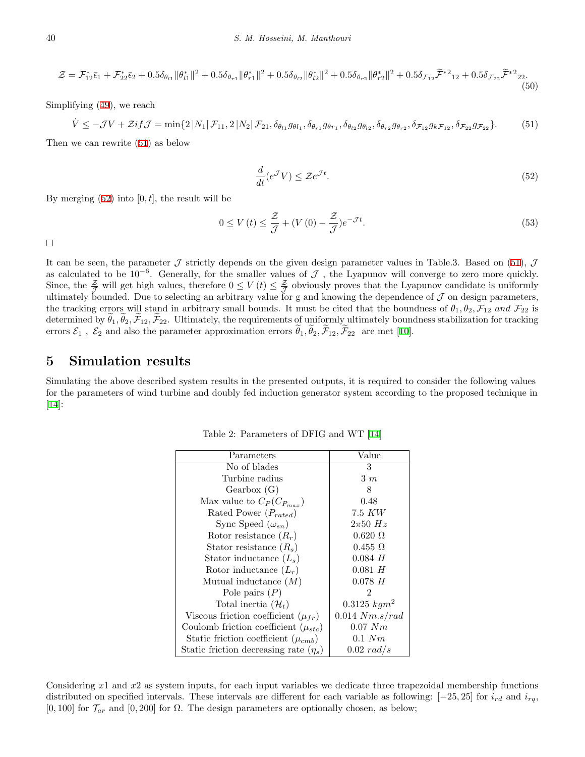$$\mathcal{Z} = \mathcal{F}_{12}^{*}\bar{\epsilon}_1 + \mathcal{F}_{22}^{*}\bar{\epsilon}_2 + 0.5\delta_{\theta_{l1}}\|\theta_{l1}^{*}\|^2 + 0.5\delta_{\theta_{r1}}\|\theta_{r1}^{*}\|^2 + 0.5\delta_{\theta_{l2}}\|\theta_{l2}^{*}\|^2 + 0.5\delta_{\theta_{r2}}\|\theta_{r2}^{*}\|^2 + 0.5\delta_{\mathcal{F}_{12}}\widetilde{\mathcal{F}}^{*2}{}_{12} + 0.5\delta_{\mathcal{F}_{22}}\widetilde{\mathcal{F}}^{*2}{}_{22}. \tag{50}$$

Simplifying (49), we reach

$$\dot{V} \leq -\mathcal{J}V + \mathcal{Z} if \mathcal{J} = \min\{2\,|N_1|\,\mathcal{F}_{11}, 2\,|N_2|\,\mathcal{F}_{21}, \delta_{\theta_{l1}}g_{\theta l_1}, \delta_{\theta_{r1}}g_{\theta r_1}, \delta_{\theta_{l2}}g_{\theta_{l2}}, \delta_{\theta_{r2}}g_{\theta_{r2}}, \delta_{\mathcal{F}_{12}}g_{k\mathcal{F}_{12}}, \delta_{\mathcal{F}_{22}}g_{\mathcal{F}_{22}}\}. \tag{51}$$

Then we can rewrite (51) as below

$$\frac{d}{dt}(e^{\mathcal{J}}V) \leq \mathcal{Z}e^{\mathcal{J}t}. \tag{52}$$

By merging (52) into $[0, t]$, the result will be

$$0 \leq V(t) \leq \frac{\mathcal{Z}}{\mathcal{J}} + (V(0) - \frac{\mathcal{Z}}{\mathcal{J}})e^{-\mathcal{J}t}. \tag{53}$$

□

It can be seen, the parameter $\mathcal{J}$ strictly depends on the given design parameter values in Table.3. Based on (51), $\mathcal{J}$ as calculated to be $10^{-6}$. Generally, for the smaller values of $\mathcal{J}$ , the Lyapunov will converge to zero more quickly. Since, the $\frac{\mathcal{Z}}{\mathcal{J}}$ will get high values, therefore $0 \leq V(t) \leq \frac{\mathcal{Z}}{\mathcal{J}}$ obviously proves that the Lyapunov candidate is uniformly ultimately bounded. Due to selecting an arbitrary value for g and knowing the dependence of $\mathcal{J}$ on design parameters, the tracking errors will stand in arbitrary small bounds. It must be cited that the boundness of $\theta_1, \theta_2, \mathcal{F}_{12}$ *and* $\mathcal{F}_{22}$ is determined by $\widetilde{\theta}_1, \widetilde{\theta}_2, \widetilde{\mathcal{F}}_{12}, \widetilde{\mathcal{F}}_{22}$. Ultimately, the requirements of uniformly ultimately boundness stabilization for tracking errors $\mathcal{E}_1$ , $\mathcal{E}_2$ and also the parameter approximation errors $\widetilde{\theta}_1, \widetilde{\theta}_2, \widetilde{\mathcal{F}}_{12}, \widetilde{\mathcal{F}}_{22}$ are met [10].

## 5 Simulation results

Simulating the above described system results in the presented outputs, it is required to consider the following values for the parameters of wind turbine and doubly fed induction generator system according to the proposed technique in [14]:

Table 2: Parameters of DFIG and WT [14]

| Parameters | Value |
|---|---|
| No of blades | 3 |
| Turbine radius | $3\ m$ |
| Gearbox (G) | 8 |
| Max value to $C_P(C_{P_{max}})$ | 0.48 |
| Rated Power ($P_{rated}$) | $7.5\ KW$ |
| Sync Speed ($\omega_{sn}$) | $2\pi 50\ Hz$ |
| Rotor resistance ($R_r$) | $0.620\ \Omega$ |
| Stator resistance ($R_s$) | $0.455\ \Omega$ |
| Stator inductance ($L_s$) | $0.084\ H$ |
| Rotor inductance ($L_r$) | $0.081\ H$ |
| Mutual inductance ($M$) | $0.078\ H$ |
| Pole pairs ($P$) | 2 |
| Total inertia ($\mathcal{H}_t$) | $0.3125\ kgm^2$ |
| Viscous friction coefficient ($\mu_{fr}$) | $0.014\ Nm.s/rad$ |
| Coulomb friction coefficient ($\mu_{stc}$) | $0.07\ Nm$ |
| Static friction coefficient ($\mu_{cmb}$) | $0.1\ Nm$ |
| Static friction decreasing rate ($\eta_s$) | $0.02\ rad/s$ |

Considering $x1$ and $x2$ as system inputs, for each input variables we dedicate three trapezoidal membership functions distributed on specified intervals. These intervals are different for each variable as following: $[-25, 25]$ for $i_{rd}$ and $i_{rq}$, $[0, 100]$ for $\mathcal{T}_{ar}$ and $[0, 200]$ for $\Omega$. The design parameters are optionally chosen, as below;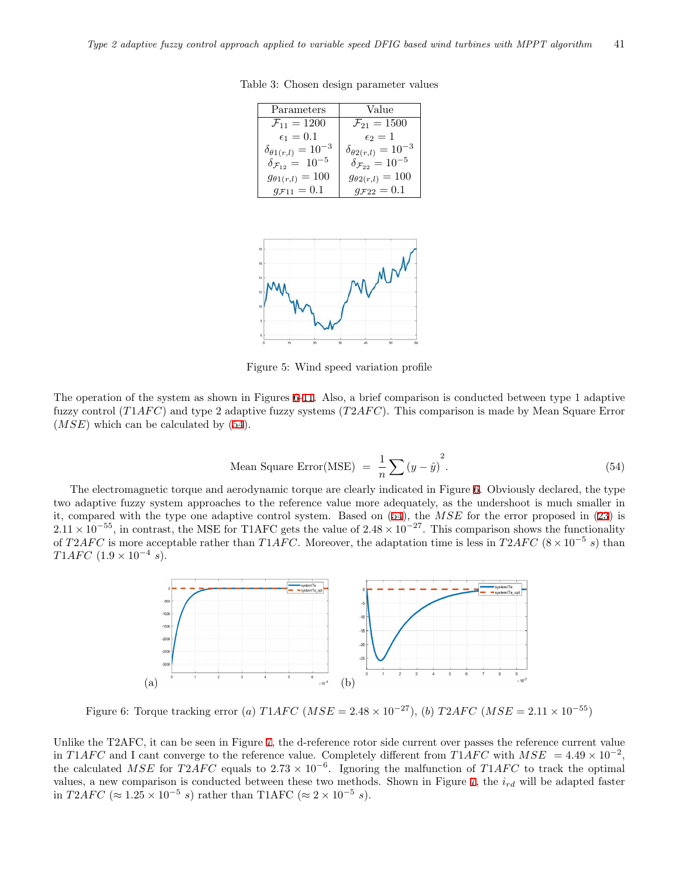Table 3: Chosen design parameter values

| Parameters | Value |
|---|---|
| $\mathcal{F}_{11} = 1200$ | $\mathcal{F}_{21} = 1500$ |
| $\epsilon_1 = 0.1$ | $\epsilon_2 = 1$ |
| $\delta_{\theta 1(r,l)} = 10^{-3}$ | $\delta_{\theta 2(r,l)} = 10^{-3}$ |
| $\delta_{\mathcal{F}_{12}} = 10^{-5}$ | $\delta_{\mathcal{F}_{22}} = 10^{-5}$ |
| $g_{\theta 1(r,l)} = 100$ | $g_{\theta 2(r,l)} = 100$ |
| $g_{\mathcal{F}11} = 0.1$ | $g_{\mathcal{F}22} = 0.1$ |

Figure 5: Wind speed variation profile

The operation of the system as shown in Figures 6-11. Also, a brief comparison is conducted between type 1 adaptive fuzzy control ($T1AFC$) and type 2 adaptive fuzzy systems ($T2AFC$). This comparison is made by Mean Square Error ($MSE$) which can be calculated by (54).

$$\text{Mean Square Error(MSE)} \;=\; \frac{1}{n}\sum (y - \hat{y})^2 . \tag{54}$$

The electromagnetic torque and aerodynamic torque are clearly indicated in Figure 6. Obviously declared, the type two adaptive fuzzy system approaches to the reference value more adequately, as the undershoot is much smaller in it, compared with the type one adaptive control system. Based on (54), the $MSE$ for the error proposed in (23) is $2.11 \times 10^{-55}$, in contrast, the MSE for T1AFC gets the value of $2.48 \times 10^{-27}$. This comparison shows the functionality of $T2AFC$ is more acceptable rather than $T1AFC$. Moreover, the adaptation time is less in $T2AFC$ ($8 \times 10^{-5}\ s$) than $T1AFC$ ($1.9 \times 10^{-4}\ s$).

Figure 6: Torque tracking error $(a)$ $T1AFC$ ($MSE = 2.48 \times 10^{-27}$), $(b)$ $T2AFC$ ($MSE = 2.11 \times 10^{-55}$)

Unlike the T2AFC, it can be seen in Figure 7, the d-reference rotor side current over passes the reference current value in $T1AFC$ and I cant converge to the reference value. Completely different from $T1AFC$ with $MSE = 4.49 \times 10^{-2}$, the calculated $MSE$ for $T2AFC$ equals to $2.73 \times 10^{-6}$. Ignoring the malfunction of $T1AFC$ to track the optimal values, a new comparison is conducted between these two methods. Shown in Figure 7, the $i_{rd}$ will be adapted faster in $T2AFC$ ($\approx 1.25 \times 10^{-5}\ s$) rather than T1AFC ($\approx 2 \times 10^{-5}\ s$).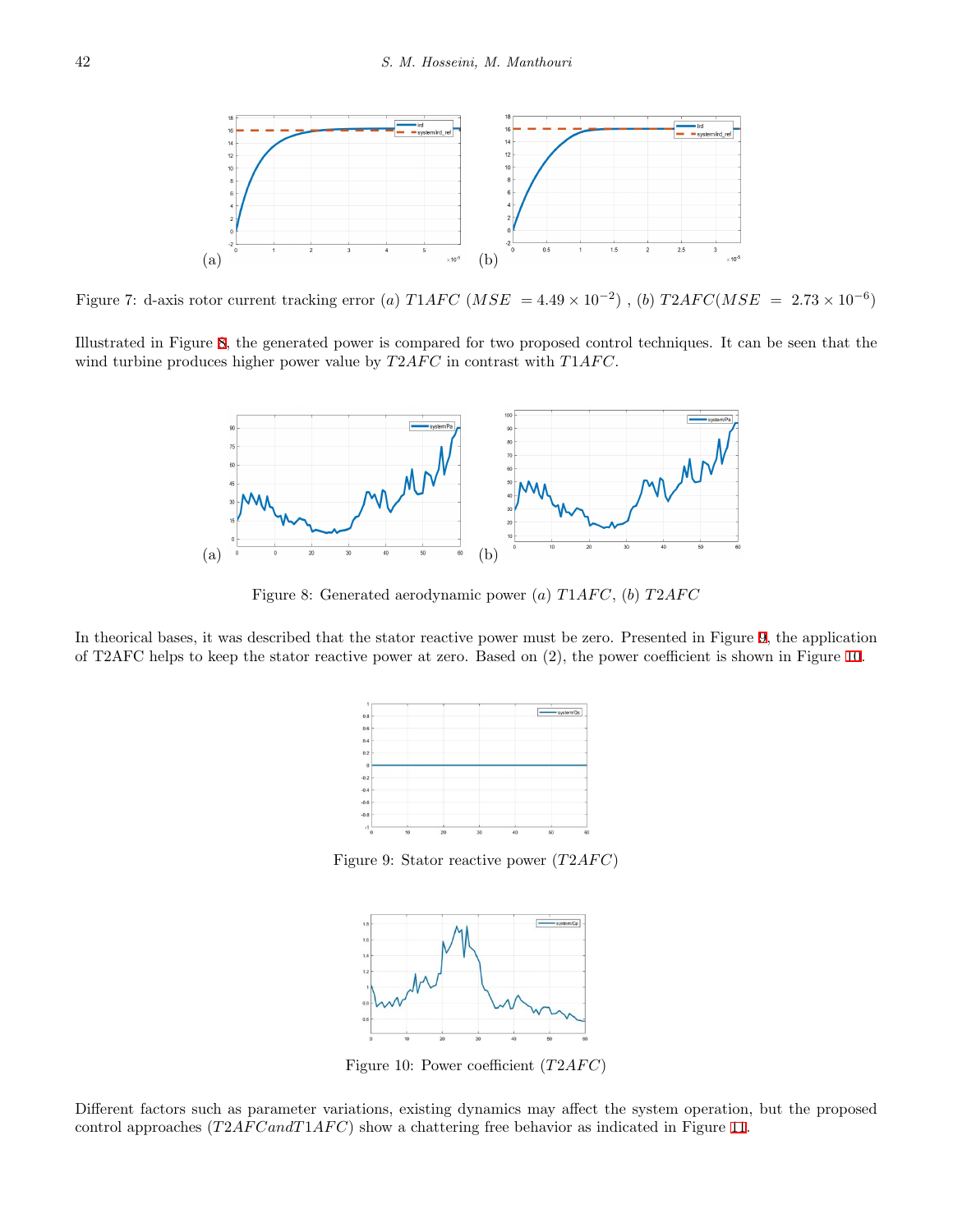Figure 7: d-axis rotor current tracking error (*a*) *T1AFC* ($MSE = 4.49 \times 10^{-2}$) , (*b*) *T2AFC*($MSE = 2.73 \times 10^{-6}$)

Illustrated in Figure 8, the generated power is compared for two proposed control techniques. It can be seen that the wind turbine produces higher power value by *T2AFC* in contrast with *T1AFC*.

Figure 8: Generated aerodynamic power (*a*) *T1AFC*, (*b*) *T2AFC*

In theorical bases, it was described that the stator reactive power must be zero. Presented in Figure 9, the application of T2AFC helps to keep the stator reactive power at zero. Based on (2), the power coefficient is shown in Figure 10.

Figure 9: Stator reactive power (*T2AFC*)

Figure 10: Power coefficient (*T2AFC*)

Different factors such as parameter variations, existing dynamics may affect the system operation, but the proposed control approaches (*T2AFCandT1AFC*) show a chattering free behavior as indicated in Figure 11.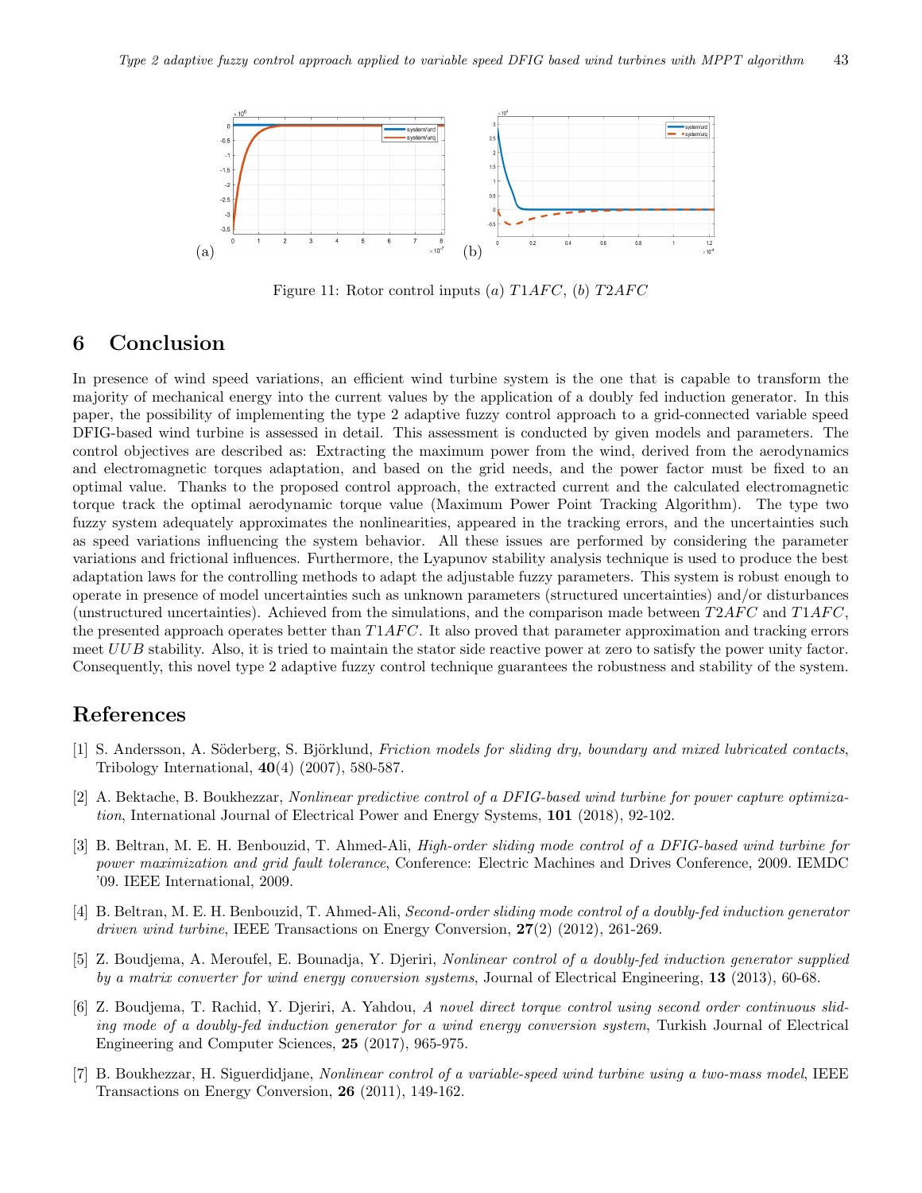Figure 11: Rotor control inputs (*a*) *T1AFC*, (*b*) *T2AFC*

## 6 Conclusion

In presence of wind speed variations, an efficient wind turbine system is the one that is capable to transform the majority of mechanical energy into the current values by the application of a doubly fed induction generator. In this paper, the possibility of implementing the type 2 adaptive fuzzy control approach to a grid-connected variable speed DFIG-based wind turbine is assessed in detail. This assessment is conducted by given models and parameters. The control objectives are described as: Extracting the maximum power from the wind, derived from the aerodynamics and electromagnetic torques adaptation, and based on the grid needs, and the power factor must be fixed to an optimal value. Thanks to the proposed control approach, the extracted current and the calculated electromagnetic torque track the optimal aerodynamic torque value (Maximum Power Point Tracking Algorithm). The type two fuzzy system adequately approximates the nonlinearities, appeared in the tracking errors, and the uncertainties such as speed variations influencing the system behavior. All these issues are performed by considering the parameter variations and frictional influences. Furthermore, the Lyapunov stability analysis technique is used to produce the best adaptation laws for the controlling methods to adapt the adjustable fuzzy parameters. This system is robust enough to operate in presence of model uncertainties such as unknown parameters (structured uncertainties) and/or disturbances (unstructured uncertainties). Achieved from the simulations, and the comparison made between *T2AFC* and *T1AFC*, the presented approach operates better than *T1AFC*. It also proved that parameter approximation and tracking errors meet *UUB* stability. Also, it is tried to maintain the stator side reactive power at zero to satisfy the power unity factor. Consequently, this novel type 2 adaptive fuzzy control technique guarantees the robustness and stability of the system.

## References

[1] S. Andersson, A. Söderberg, S. Björklund, *Friction models for sliding dry, boundary and mixed lubricated contacts*, Tribology International, **40**(4) (2007), 580-587.

[2] A. Bektache, B. Boukhezzar, *Nonlinear predictive control of a DFIG-based wind turbine for power capture optimization*, International Journal of Electrical Power and Energy Systems, **101** (2018), 92-102.

[3] B. Beltran, M. E. H. Benbouzid, T. Ahmed-Ali, *High-order sliding mode control of a DFIG-based wind turbine for power maximization and grid fault tolerance*, Conference: Electric Machines and Drives Conference, 2009. IEMDC '09. IEEE International, 2009.

[4] B. Beltran, M. E. H. Benbouzid, T. Ahmed-Ali, *Second-order sliding mode control of a doubly-fed induction generator driven wind turbine*, IEEE Transactions on Energy Conversion, **27**(2) (2012), 261-269.

[5] Z. Boudjema, A. Meroufel, E. Bounadja, Y. Djeriri, *Nonlinear control of a doubly-fed induction generator supplied by a matrix converter for wind energy conversion systems*, Journal of Electrical Engineering, **13** (2013), 60-68.

[6] Z. Boudjema, T. Rachid, Y. Djeriri, A. Yahdou, *A novel direct torque control using second order continuous sliding mode of a doubly-fed induction generator for a wind energy conversion system*, Turkish Journal of Electrical Engineering and Computer Sciences, **25** (2017), 965-975.

[7] B. Boukhezzar, H. Siguerdidjane, *Nonlinear control of a variable-speed wind turbine using a two-mass model*, IEEE Transactions on Energy Conversion, **26** (2011), 149-162.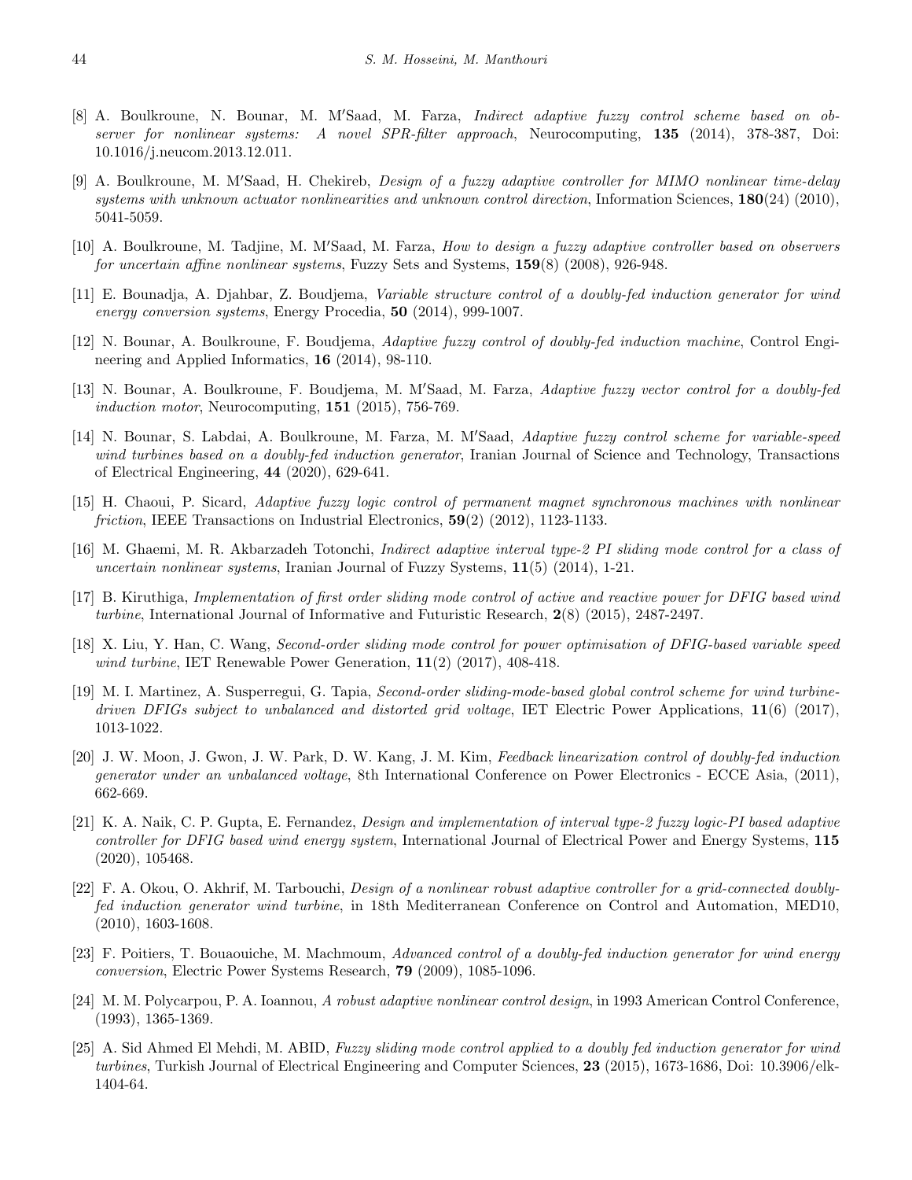[8] A. Boulkroune, N. Bounar, M. M′Saad, M. Farza, *Indirect adaptive fuzzy control scheme based on observer for nonlinear systems: A novel SPR-filter approach*, Neurocomputing, **135** (2014), 378-387, Doi: 10.1016/j.neucom.2013.12.011.

[9] A. Boulkroune, M. M′Saad, H. Chekireb, *Design of a fuzzy adaptive controller for MIMO nonlinear time-delay systems with unknown actuator nonlinearities and unknown control direction*, Information Sciences, **180**(24) (2010), 5041-5059.

[10] A. Boulkroune, M. Tadjine, M. M′Saad, M. Farza, *How to design a fuzzy adaptive controller based on observers for uncertain affine nonlinear systems*, Fuzzy Sets and Systems, **159**(8) (2008), 926-948.

[11] E. Bounadja, A. Djahbar, Z. Boudjema, *Variable structure control of a doubly-fed induction generator for wind energy conversion systems*, Energy Procedia, **50** (2014), 999-1007.

[12] N. Bounar, A. Boulkroune, F. Boudjema, *Adaptive fuzzy control of doubly-fed induction machine*, Control Engineering and Applied Informatics, **16** (2014), 98-110.

[13] N. Bounar, A. Boulkroune, F. Boudjema, M. M′Saad, M. Farza, *Adaptive fuzzy vector control for a doubly-fed induction motor*, Neurocomputing, **151** (2015), 756-769.

[14] N. Bounar, S. Labdai, A. Boulkroune, M. Farza, M. M′Saad, *Adaptive fuzzy control scheme for variable-speed wind turbines based on a doubly-fed induction generator*, Iranian Journal of Science and Technology, Transactions of Electrical Engineering, **44** (2020), 629-641.

[15] H. Chaoui, P. Sicard, *Adaptive fuzzy logic control of permanent magnet synchronous machines with nonlinear friction*, IEEE Transactions on Industrial Electronics, **59**(2) (2012), 1123-1133.

[16] M. Ghaemi, M. R. Akbarzadeh Totonchi, *Indirect adaptive interval type-2 PI sliding mode control for a class of uncertain nonlinear systems*, Iranian Journal of Fuzzy Systems, **11**(5) (2014), 1-21.

[17] B. Kiruthiga, *Implementation of first order sliding mode control of active and reactive power for DFIG based wind turbine*, International Journal of Informative and Futuristic Research, **2**(8) (2015), 2487-2497.

[18] X. Liu, Y. Han, C. Wang, *Second-order sliding mode control for power optimisation of DFIG-based variable speed wind turbine*, IET Renewable Power Generation, **11**(2) (2017), 408-418.

[19] M. I. Martinez, A. Susperregui, G. Tapia, *Second-order sliding-mode-based global control scheme for wind turbine-driven DFIGs subject to unbalanced and distorted grid voltage*, IET Electric Power Applications, **11**(6) (2017), 1013-1022.

[20] J. W. Moon, J. Gwon, J. W. Park, D. W. Kang, J. M. Kim, *Feedback linearization control of doubly-fed induction generator under an unbalanced voltage*, 8th International Conference on Power Electronics - ECCE Asia, (2011), 662-669.

[21] K. A. Naik, C. P. Gupta, E. Fernandez, *Design and implementation of interval type-2 fuzzy logic-PI based adaptive controller for DFIG based wind energy system*, International Journal of Electrical Power and Energy Systems, **115** (2020), 105468.

[22] F. A. Okou, O. Akhrif, M. Tarbouchi, *Design of a nonlinear robust adaptive controller for a grid-connected doubly-fed induction generator wind turbine*, in 18th Mediterranean Conference on Control and Automation, MED10, (2010), 1603-1608.

[23] F. Poitiers, T. Bouaouiche, M. Machmoum, *Advanced control of a doubly-fed induction generator for wind energy conversion*, Electric Power Systems Research, **79** (2009), 1085-1096.

[24] M. M. Polycarpou, P. A. Ioannou, *A robust adaptive nonlinear control design*, in 1993 American Control Conference, (1993), 1365-1369.

[25] A. Sid Ahmed El Mehdi, M. ABID, *Fuzzy sliding mode control applied to a doubly fed induction generator for wind turbines*, Turkish Journal of Electrical Engineering and Computer Sciences, **23** (2015), 1673-1686, Doi: 10.3906/elk-1404-64.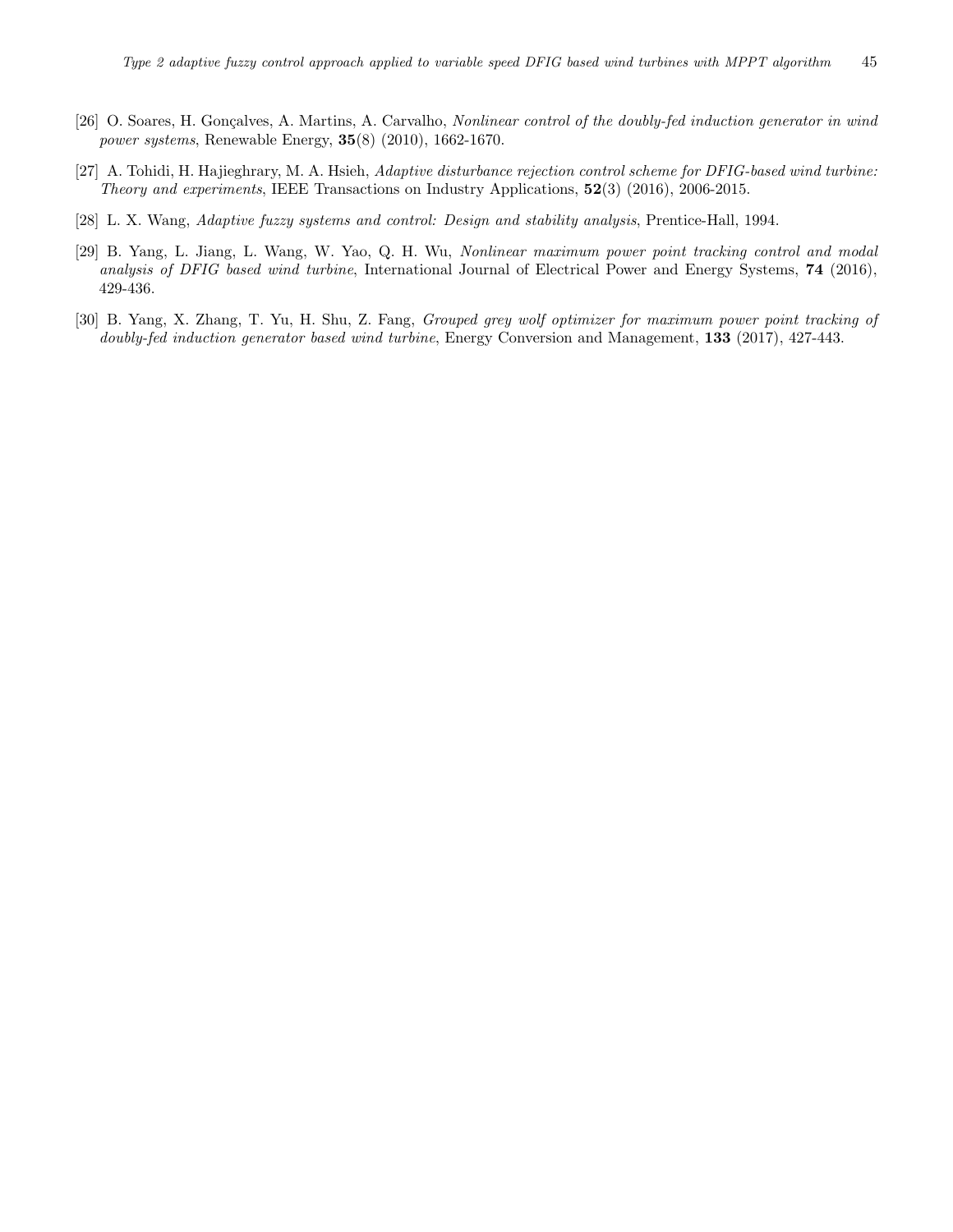[26] O. Soares, H. Gonçalves, A. Martins, A. Carvalho, *Nonlinear control of the doubly-fed induction generator in wind power systems*, Renewable Energy, **35**(8) (2010), 1662-1670.

[27] A. Tohidi, H. Hajieghrary, M. A. Hsieh, *Adaptive disturbance rejection control scheme for DFIG-based wind turbine: Theory and experiments*, IEEE Transactions on Industry Applications, **52**(3) (2016), 2006-2015.

[28] L. X. Wang, *Adaptive fuzzy systems and control: Design and stability analysis*, Prentice-Hall, 1994.

[29] B. Yang, L. Jiang, L. Wang, W. Yao, Q. H. Wu, *Nonlinear maximum power point tracking control and modal analysis of DFIG based wind turbine*, International Journal of Electrical Power and Energy Systems, **74** (2016), 429-436.

[30] B. Yang, X. Zhang, T. Yu, H. Shu, Z. Fang, *Grouped grey wolf optimizer for maximum power point tracking of doubly-fed induction generator based wind turbine*, Energy Conversion and Management, **133** (2017), 427-443.